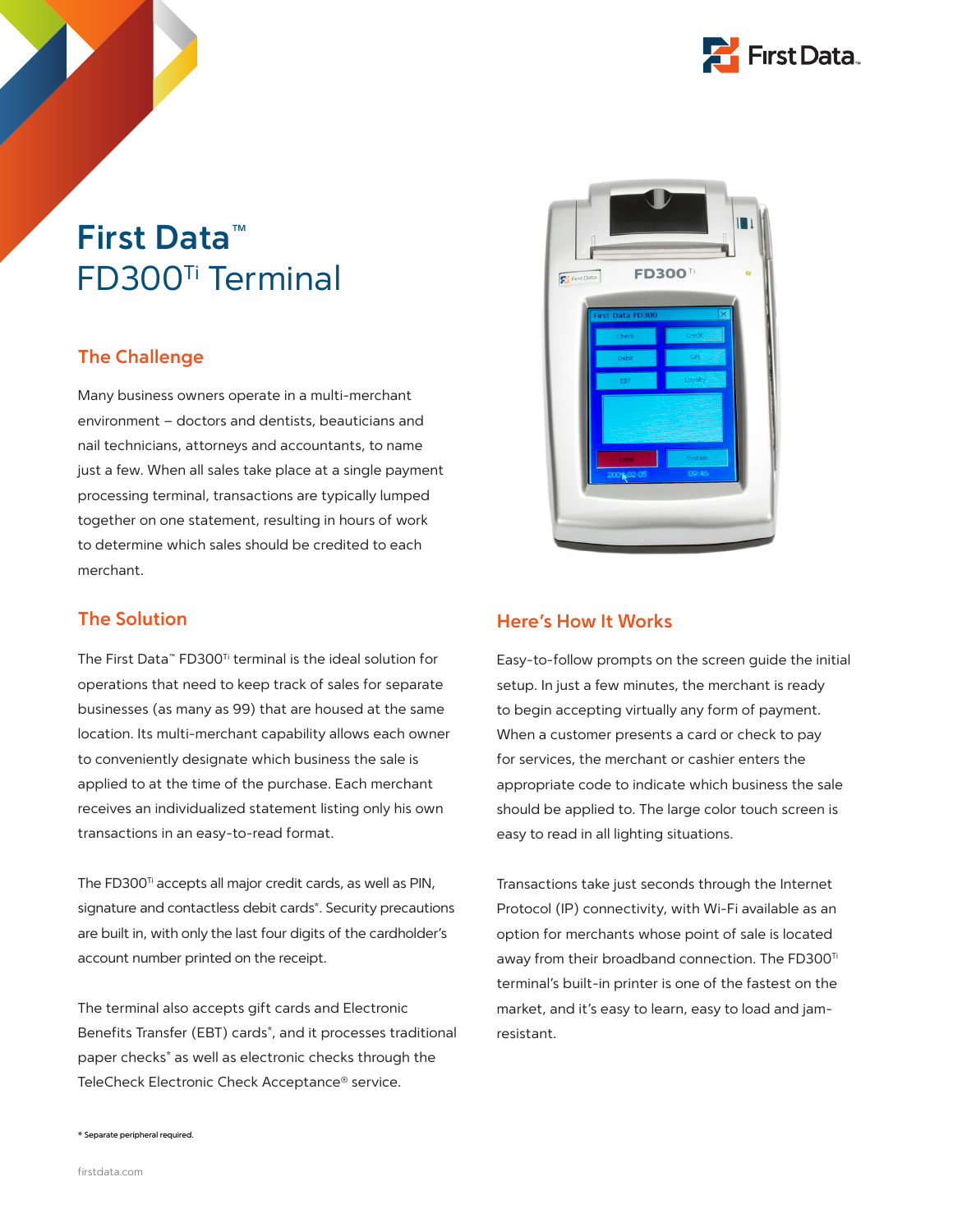# First Data™ FD300Ti Terminal

## The Challenge

Many business owners operate in a multi-merchant environment – doctors and dentists, beauticians and nail technicians, attorneys and accountants, to name just a few. When all sales take place at a single payment processing terminal, transactions are typically lumped together on one statement, resulting in hours of work to determine which sales should be credited to each merchant.

## The Solution

The First Data℠ FD300Ti terminal is the ideal solution for operations that need to keep track of sales for separate businesses (as many as 99) that are housed at the same location. Its multi-merchant capability allows each owner to conveniently designate which business the sale is applied to at the time of the purchase. Each merchant receives an individualized statement listing only his own transactions in an easy-to-read format.

The FD300Ti accepts all major credit cards, as well as PIN, signature and contactless debit cards*. Security precautions are built in, with only the last four digits of the cardholder's account number printed on the receipt.

The terminal also accepts gift cards and Electronic Benefits Transfer (EBT) cards*, and it processes traditional paper checks* as well as electronic checks through the TeleCheck Electronic Check Acceptance® service.

## Here's How It Works

Easy-to-follow prompts on the screen guide the initial setup. In just a few minutes, the merchant is ready to begin accepting virtually any form of payment. When a customer presents a card or check to pay for services, the merchant or cashier enters the appropriate code to indicate which business the sale should be applied to. The large color touch screen is easy to read in all lighting situations.

Transactions take just seconds through the Internet Protocol (IP) connectivity, with Wi-Fi available as an option for merchants whose point of sale is located away from their broadband connection. The FD300Ti terminal's built-in printer is one of the fastest on the market, and it's easy to learn, easy to load and jam-resistant.

\* Separate peripheral required.

firstdata.com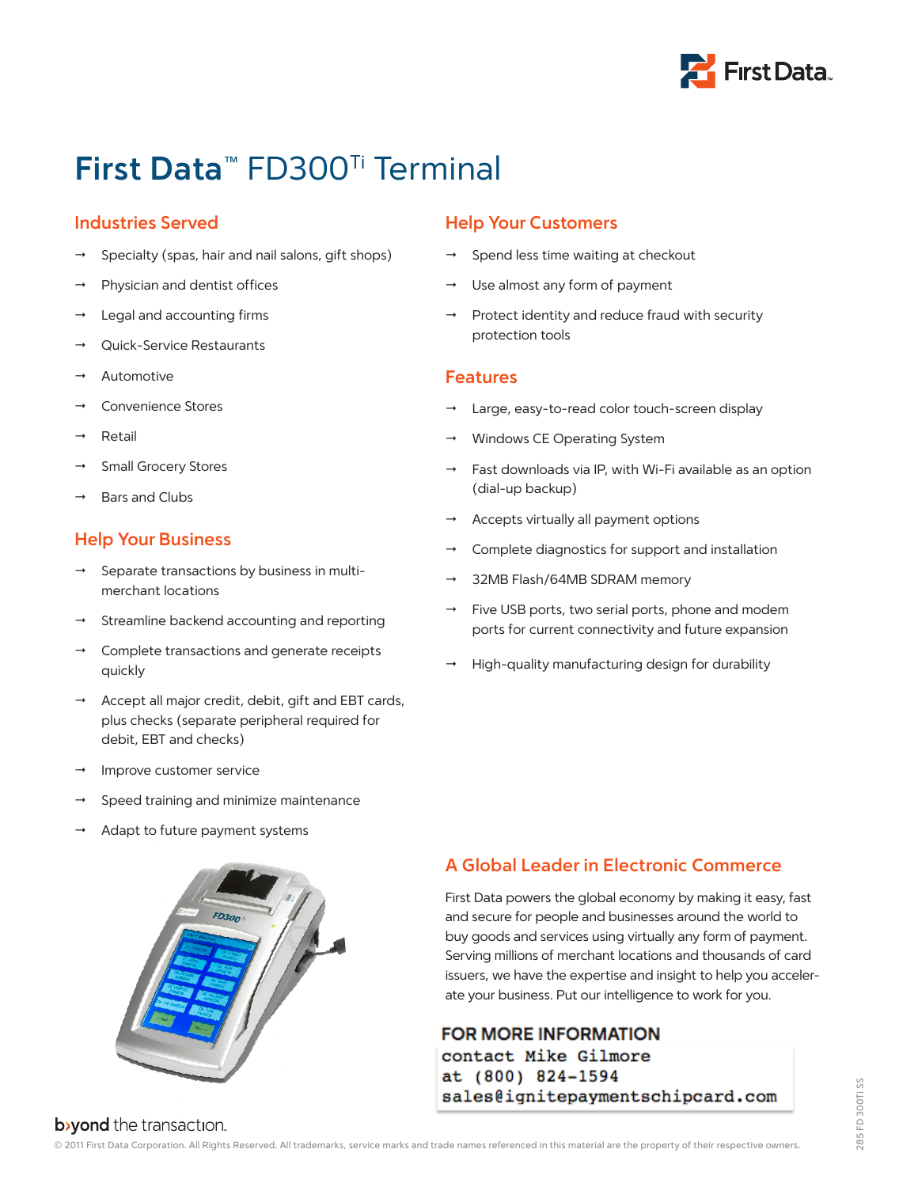# First Data™ FD300Ti Terminal

## Industries Served

- Specialty (spas, hair and nail salons, gift shops)
- Physician and dentist offices
- Legal and accounting firms
- Quick-Service Restaurants
- Automotive
- Convenience Stores
- Retail
- Small Grocery Stores
- Bars and Clubs

## Help Your Business

- Separate transactions by business in multi-merchant locations
- Streamline backend accounting and reporting
- Complete transactions and generate receipts quickly
- Accept all major credit, debit, gift and EBT cards, plus checks (separate peripheral required for debit, EBT and checks)
- Improve customer service
- Speed training and minimize maintenance
- Adapt to future payment systems

## Help Your Customers

- Spend less time waiting at checkout
- Use almost any form of payment
- Protect identity and reduce fraud with security protection tools

## Features

- Large, easy-to-read color touch-screen display
- Windows CE Operating System
- Fast downloads via IP, with Wi-Fi available as an option (dial-up backup)
- Accepts virtually all payment options
- Complete diagnostics for support and installation
- 32MB Flash/64MB SDRAM memory
- Five USB ports, two serial ports, phone and modem ports for current connectivity and future expansion
- High-quality manufacturing design for durability

## A Global Leader in Electronic Commerce

First Data powers the global economy by making it easy, fast and secure for people and businesses around the world to buy goods and services using virtually any form of payment. Serving millions of merchant locations and thousands of card issuers, we have the expertise and insight to help you accelerate your business. Put our intelligence to work for you.

**FOR MORE INFORMATION**

contact Mike Gilmore
at (800) 824-1594
sales@ignitepaymentschipcard.com

beyond the transaction.

© 2011 First Data Corporation. All Rights Reserved. All trademarks, service marks and trade names referenced in this material are the property of their respective owners.

285 FD 300Ti SS